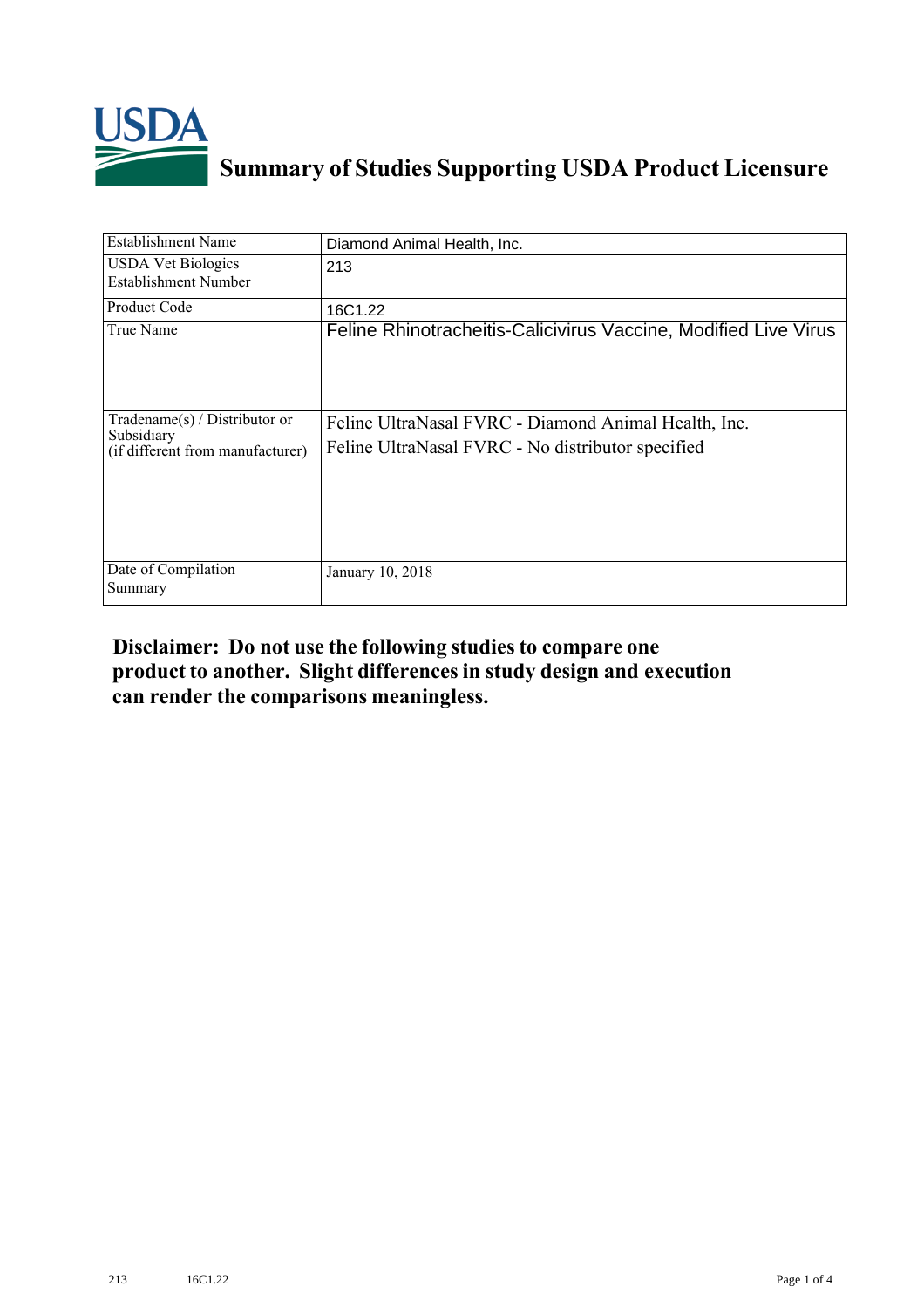# Summary of Studies Supporting USDA Product Licensure

| | |
|---|---|
| Establishment Name | Diamond Animal Health, Inc. |
| USDA Vet Biologics Establishment Number | 213 |
| Product Code | 16C1.22 |
| True Name | Feline Rhinotracheitis-Calicivirus Vaccine, Modified Live Virus |
| Tradename(s) / Distributor or Subsidiary (if different from manufacturer) | Feline UltraNasal FVRC - Diamond Animal Health, Inc.<br>Feline UltraNasal FVRC - No distributor specified |
| Date of Compilation Summary | January 10, 2018 |

**Disclaimer: Do not use the following studies to compare one product to another. Slight differences in study design and execution can render the comparisons meaningless.**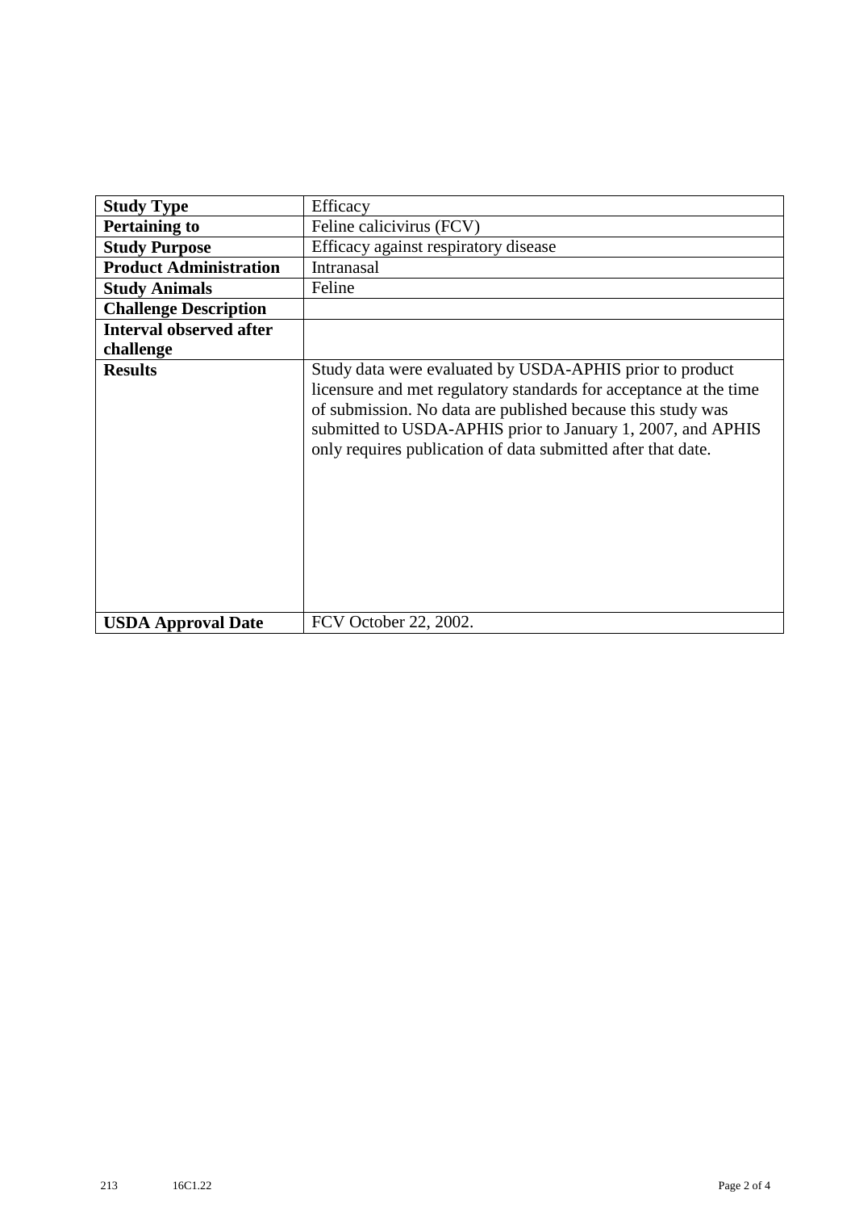| **Study Type** | Efficacy |
|---|---|
| **Pertaining to** | Feline calicivirus (FCV) |
| **Study Purpose** | Efficacy against respiratory disease |
| **Product Administration** | Intranasal |
| **Study Animals** | Feline |
| **Challenge Description** | |
| **Interval observed after challenge** | |
| **Results** | Study data were evaluated by USDA-APHIS prior to product licensure and met regulatory standards for acceptance at the time of submission. No data are published because this study was submitted to USDA-APHIS prior to January 1, 2007, and APHIS only requires publication of data submitted after that date. |
| **USDA Approval Date** | FCV October 22, 2002. |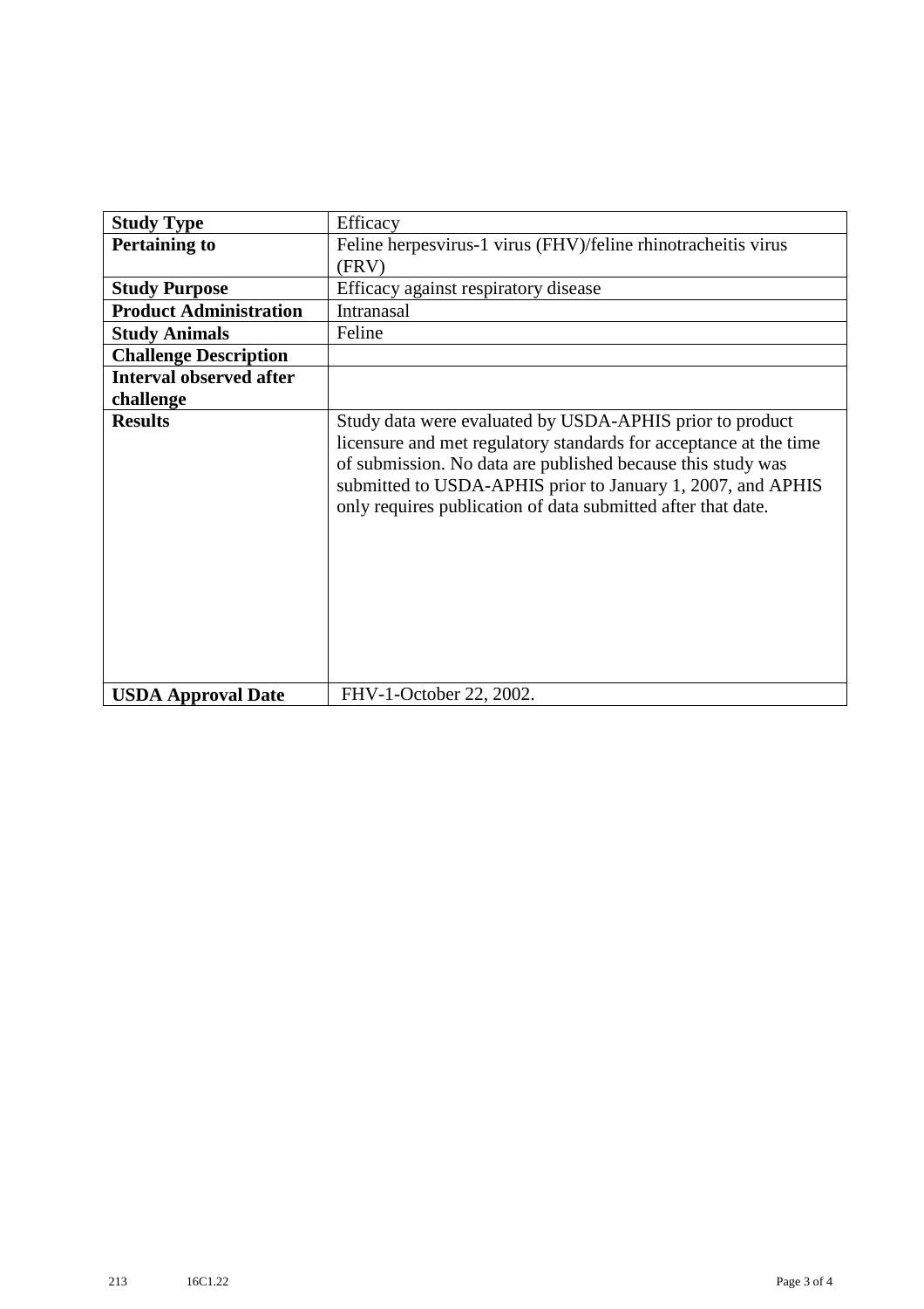| **Study Type** | Efficacy |
|---|---|
| **Pertaining to** | Feline herpesvirus-1 virus (FHV)/feline rhinotracheitis virus (FRV) |
| **Study Purpose** | Efficacy against respiratory disease |
| **Product Administration** | Intranasal |
| **Study Animals** | Feline |
| **Challenge Description** | |
| **Interval observed after challenge** | |
| **Results** | Study data were evaluated by USDA-APHIS prior to product licensure and met regulatory standards for acceptance at the time of submission. No data are published because this study was submitted to USDA-APHIS prior to January 1, 2007, and APHIS only requires publication of data submitted after that date. |
| **USDA Approval Date** | FHV-1-October 22, 2002. |

213 16C1.22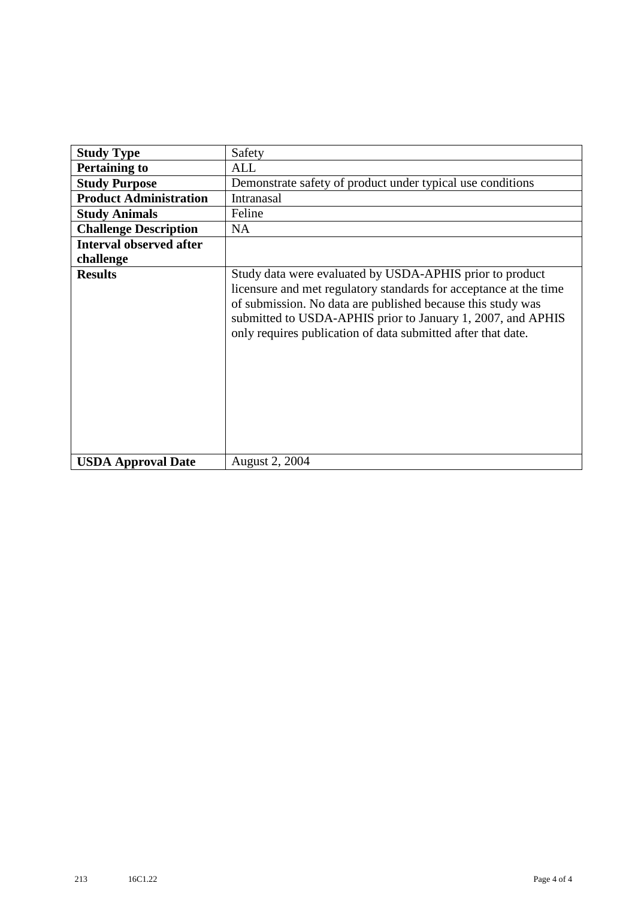| | |
|---|---|
| **Study Type** | Safety |
| **Pertaining to** | ALL |
| **Study Purpose** | Demonstrate safety of product under typical use conditions |
| **Product Administration** | Intranasal |
| **Study Animals** | Feline |
| **Challenge Description** | NA |
| **Interval observed after challenge** | |
| **Results** | Study data were evaluated by USDA-APHIS prior to product licensure and met regulatory standards for acceptance at the time of submission. No data are published because this study was submitted to USDA-APHIS prior to January 1, 2007, and APHIS only requires publication of data submitted after that date. |
| **USDA Approval Date** | August 2, 2004 |

213 16C1.22